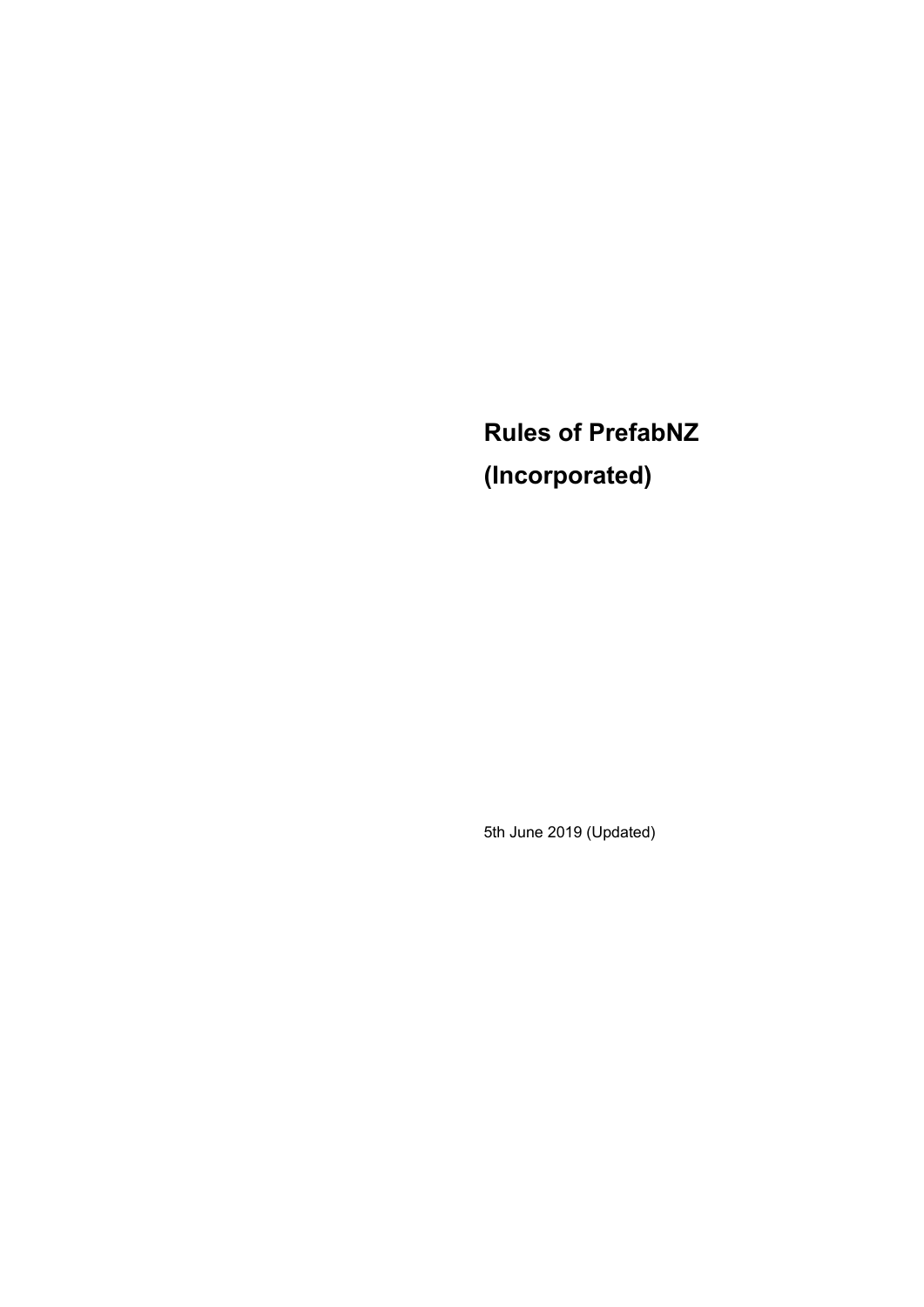# Rules of PrefabNZ (Incorporated)

5th June 2019 (Updated)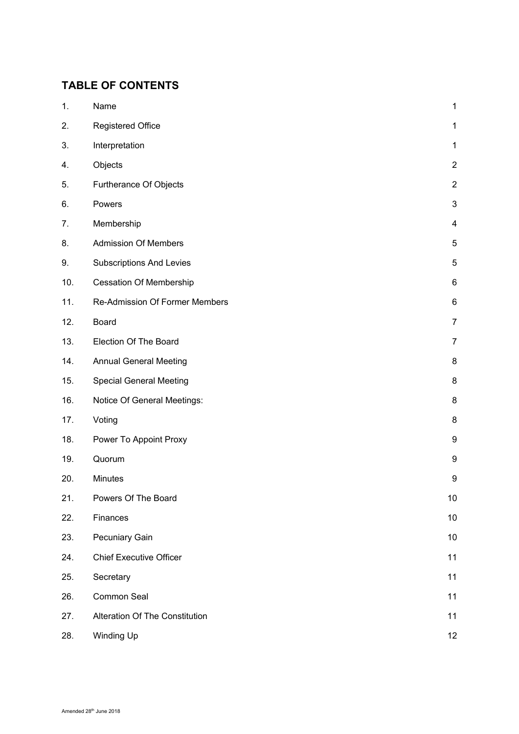## TABLE OF CONTENTS

| | | |
|---|---|---|
| 1. | Name | 1 |
| 2. | Registered Office | 1 |
| 3. | Interpretation | 1 |
| 4. | Objects | 2 |
| 5. | Furtherance Of Objects | 2 |
| 6. | Powers | 3 |
| 7. | Membership | 4 |
| 8. | Admission Of Members | 5 |
| 9. | Subscriptions And Levies | 5 |
| 10. | Cessation Of Membership | 6 |
| 11. | Re-Admission Of Former Members | 6 |
| 12. | Board | 7 |
| 13. | Election Of The Board | 7 |
| 14. | Annual General Meeting | 8 |
| 15. | Special General Meeting | 8 |
| 16. | Notice Of General Meetings: | 8 |
| 17. | Voting | 8 |
| 18. | Power To Appoint Proxy | 9 |
| 19. | Quorum | 9 |
| 20. | Minutes | 9 |
| 21. | Powers Of The Board | 10 |
| 22. | Finances | 10 |
| 23. | Pecuniary Gain | 10 |
| 24. | Chief Executive Officer | 11 |
| 25. | Secretary | 11 |
| 26. | Common Seal | 11 |
| 27. | Alteration Of The Constitution | 11 |
| 28. | Winding Up | 12 |

Amended 28th June 2018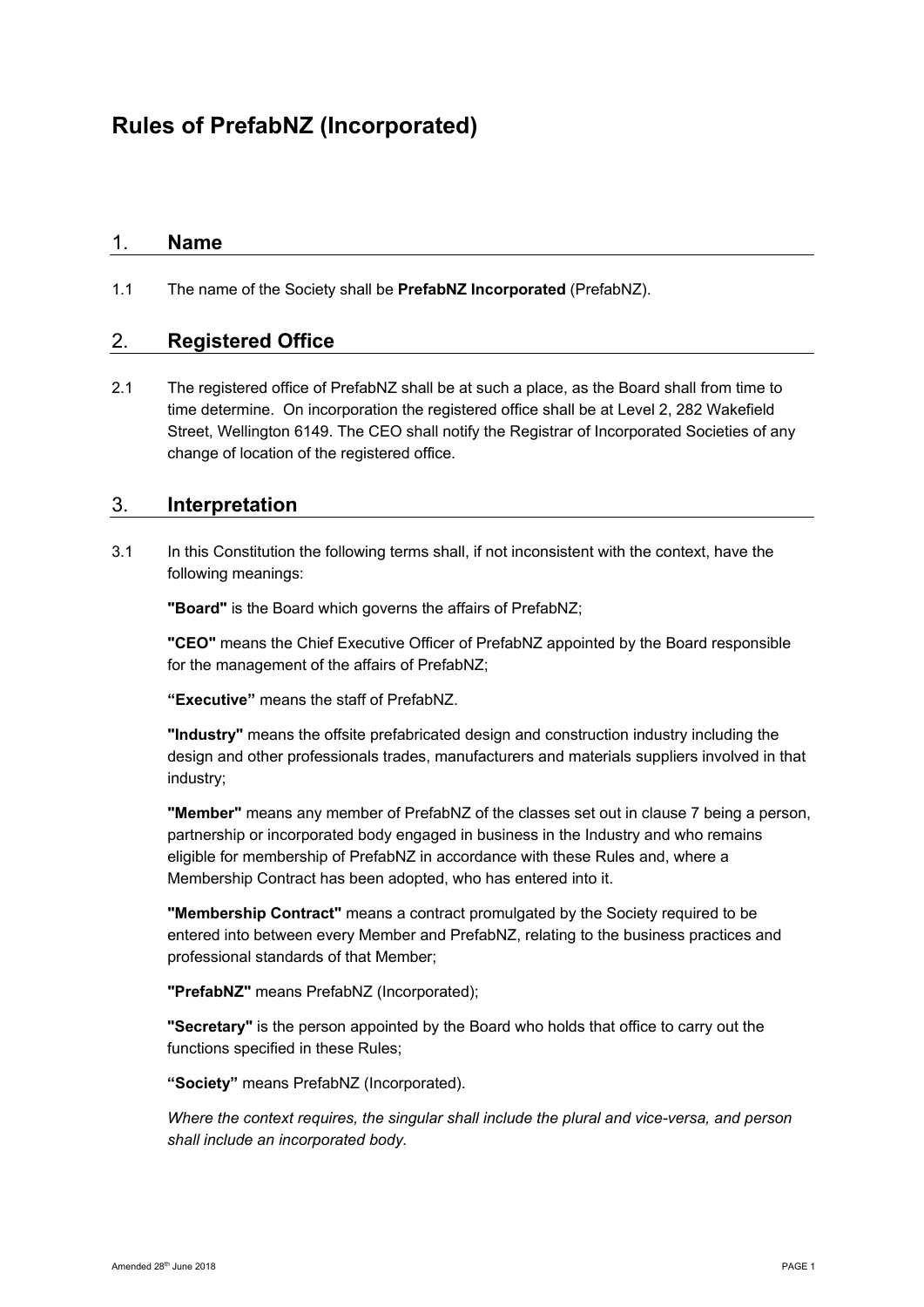# Rules of PrefabNZ (Incorporated)

## 1. Name

1.1 The name of the Society shall be **PrefabNZ Incorporated** (PrefabNZ).

## 2. Registered Office

2.1 The registered office of PrefabNZ shall be at such a place, as the Board shall from time to time determine. On incorporation the registered office shall be at Level 2, 282 Wakefield Street, Wellington 6149. The CEO shall notify the Registrar of Incorporated Societies of any change of location of the registered office.

## 3. Interpretation

3.1 In this Constitution the following terms shall, if not inconsistent with the context, have the following meanings:

**"Board"** is the Board which governs the affairs of PrefabNZ;

**"CEO"** means the Chief Executive Officer of PrefabNZ appointed by the Board responsible for the management of the affairs of PrefabNZ;

**"Executive"** means the staff of PrefabNZ.

**"Industry"** means the offsite prefabricated design and construction industry including the design and other professionals trades, manufacturers and materials suppliers involved in that industry;

**"Member"** means any member of PrefabNZ of the classes set out in clause 7 being a person, partnership or incorporated body engaged in business in the Industry and who remains eligible for membership of PrefabNZ in accordance with these Rules and, where a Membership Contract has been adopted, who has entered into it.

**"Membership Contract"** means a contract promulgated by the Society required to be entered into between every Member and PrefabNZ, relating to the business practices and professional standards of that Member;

**"PrefabNZ"** means PrefabNZ (Incorporated);

**"Secretary"** is the person appointed by the Board who holds that office to carry out the functions specified in these Rules;

**"Society"** means PrefabNZ (Incorporated).

*Where the context requires, the singular shall include the plural and vice-versa, and person shall include an incorporated body.*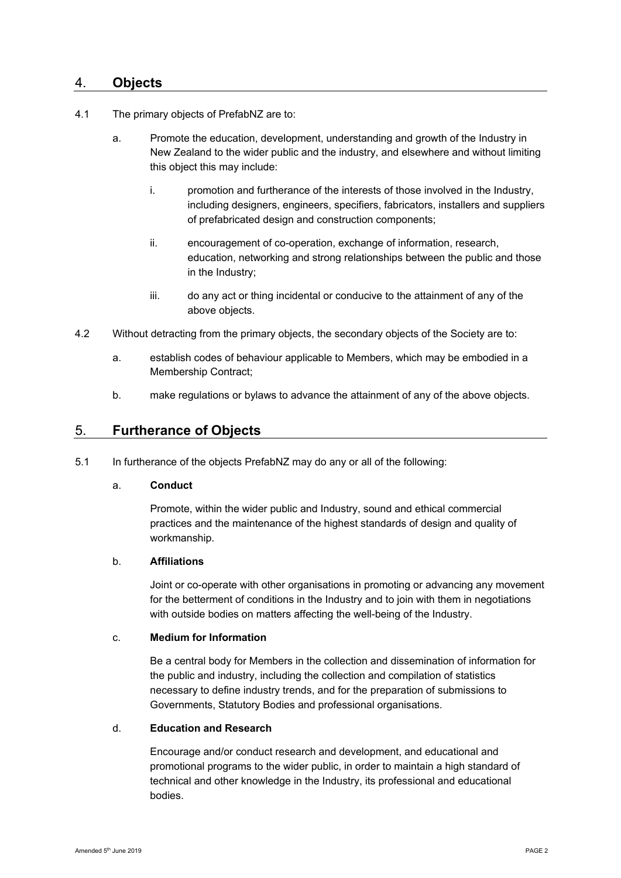## 4. Objects

4.1 The primary objects of PrefabNZ are to:

a. Promote the education, development, understanding and growth of the Industry in New Zealand to the wider public and the industry, and elsewhere and without limiting this object this may include:

i. promotion and furtherance of the interests of those involved in the Industry, including designers, engineers, specifiers, fabricators, installers and suppliers of prefabricated design and construction components;

ii. encouragement of co-operation, exchange of information, research, education, networking and strong relationships between the public and those in the Industry;

iii. do any act or thing incidental or conducive to the attainment of any of the above objects.

4.2 Without detracting from the primary objects, the secondary objects of the Society are to:

a. establish codes of behaviour applicable to Members, which may be embodied in a Membership Contract;

b. make regulations or bylaws to advance the attainment of any of the above objects.

## 5. Furtherance of Objects

5.1 In furtherance of the objects PrefabNZ may do any or all of the following:

a. **Conduct**

Promote, within the wider public and Industry, sound and ethical commercial practices and the maintenance of the highest standards of design and quality of workmanship.

b. **Affiliations**

Joint or co-operate with other organisations in promoting or advancing any movement for the betterment of conditions in the Industry and to join with them in negotiations with outside bodies on matters affecting the well-being of the Industry.

c. **Medium for Information**

Be a central body for Members in the collection and dissemination of information for the public and industry, including the collection and compilation of statistics necessary to define industry trends, and for the preparation of submissions to Governments, Statutory Bodies and professional organisations.

d. **Education and Research**

Encourage and/or conduct research and development, and educational and promotional programs to the wider public, in order to maintain a high standard of technical and other knowledge in the Industry, its professional and educational bodies.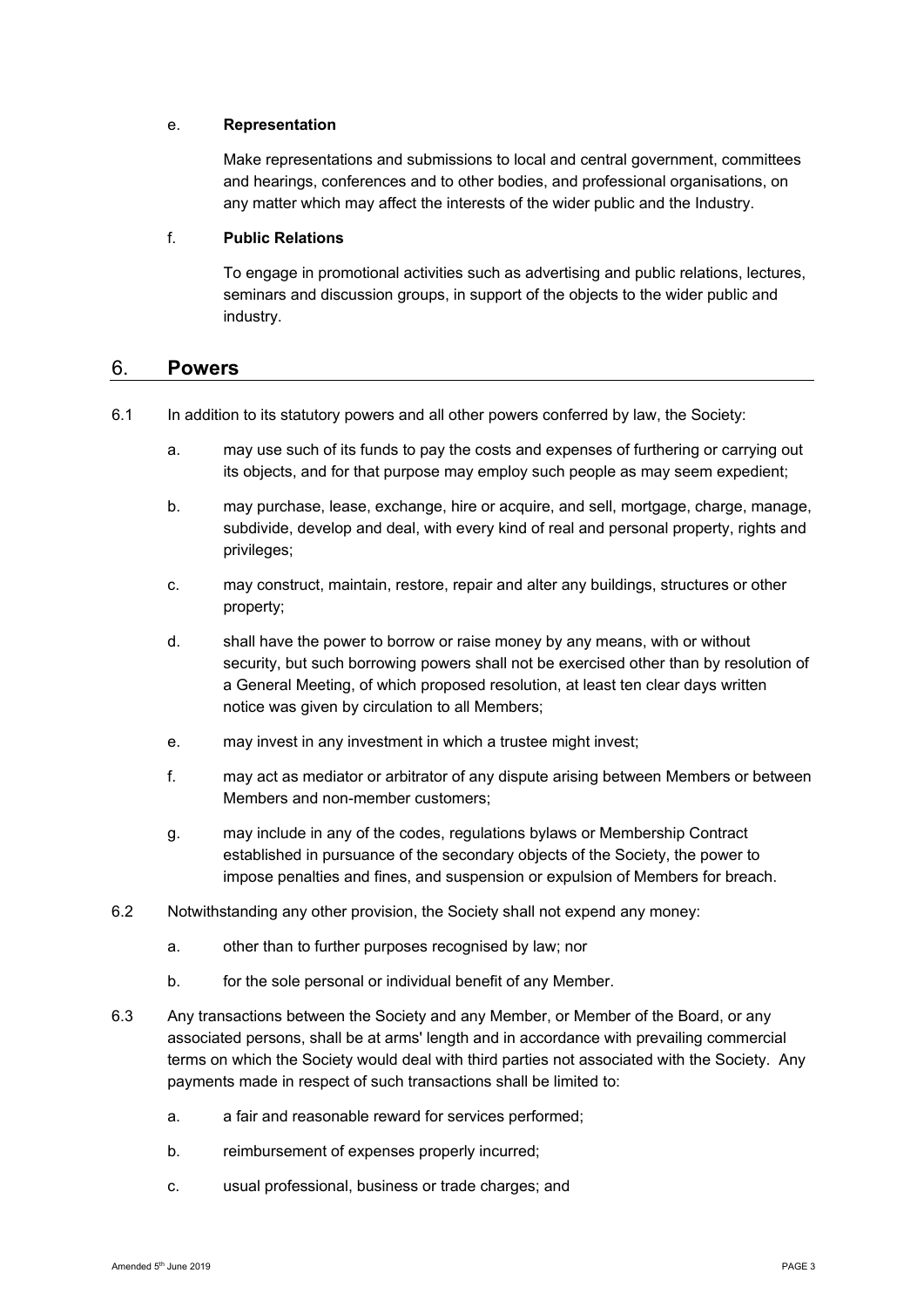e. **Representation**

Make representations and submissions to local and central government, committees and hearings, conferences and to other bodies, and professional organisations, on any matter which may affect the interests of the wider public and the Industry.

f. **Public Relations**

To engage in promotional activities such as advertising and public relations, lectures, seminars and discussion groups, in support of the objects to the wider public and industry.

## 6. Powers

6.1 In addition to its statutory powers and all other powers conferred by law, the Society:

a. may use such of its funds to pay the costs and expenses of furthering or carrying out its objects, and for that purpose may employ such people as may seem expedient;

b. may purchase, lease, exchange, hire or acquire, and sell, mortgage, charge, manage, subdivide, develop and deal, with every kind of real and personal property, rights and privileges;

c. may construct, maintain, restore, repair and alter any buildings, structures or other property;

d. shall have the power to borrow or raise money by any means, with or without security, but such borrowing powers shall not be exercised other than by resolution of a General Meeting, of which proposed resolution, at least ten clear days written notice was given by circulation to all Members;

e. may invest in any investment in which a trustee might invest;

f. may act as mediator or arbitrator of any dispute arising between Members or between Members and non-member customers;

g. may include in any of the codes, regulations bylaws or Membership Contract established in pursuance of the secondary objects of the Society, the power to impose penalties and fines, and suspension or expulsion of Members for breach.

6.2 Notwithstanding any other provision, the Society shall not expend any money:

a. other than to further purposes recognised by law; nor

b. for the sole personal or individual benefit of any Member.

6.3 Any transactions between the Society and any Member, or Member of the Board, or any associated persons, shall be at arms' length and in accordance with prevailing commercial terms on which the Society would deal with third parties not associated with the Society. Any payments made in respect of such transactions shall be limited to:

a. a fair and reasonable reward for services performed;

b. reimbursement of expenses properly incurred;

c. usual professional, business or trade charges; and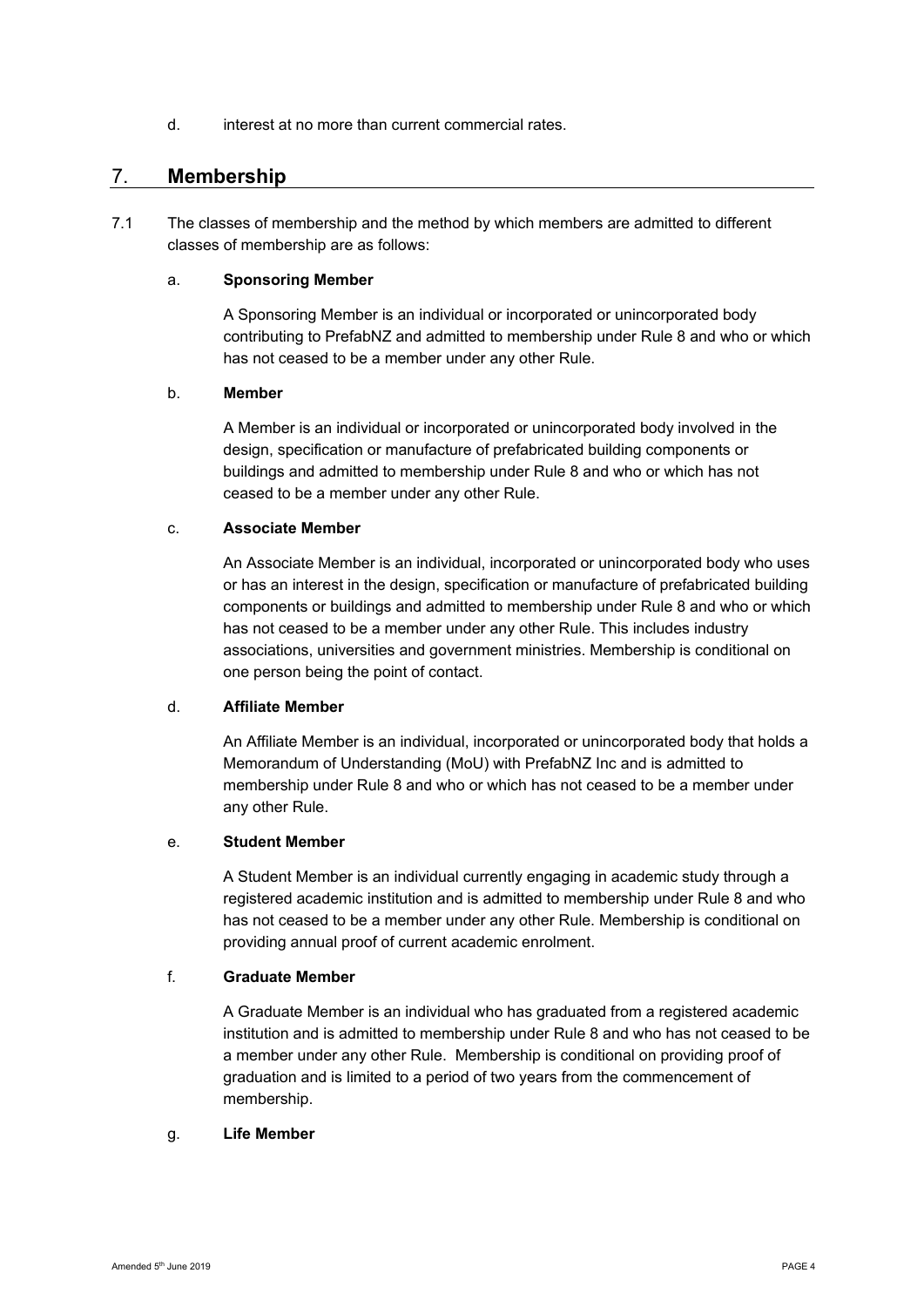d. interest at no more than current commercial rates.

## 7. Membership

7.1 The classes of membership and the method by which members are admitted to different classes of membership are as follows:

a. **Sponsoring Member**

A Sponsoring Member is an individual or incorporated or unincorporated body contributing to PrefabNZ and admitted to membership under Rule 8 and who or which has not ceased to be a member under any other Rule.

b. **Member**

A Member is an individual or incorporated or unincorporated body involved in the design, specification or manufacture of prefabricated building components or buildings and admitted to membership under Rule 8 and who or which has not ceased to be a member under any other Rule.

c. **Associate Member**

An Associate Member is an individual, incorporated or unincorporated body who uses or has an interest in the design, specification or manufacture of prefabricated building components or buildings and admitted to membership under Rule 8 and who or which has not ceased to be a member under any other Rule. This includes industry associations, universities and government ministries. Membership is conditional on one person being the point of contact.

d. **Affiliate Member**

An Affiliate Member is an individual, incorporated or unincorporated body that holds a Memorandum of Understanding (MoU) with PrefabNZ Inc and is admitted to membership under Rule 8 and who or which has not ceased to be a member under any other Rule.

e. **Student Member**

A Student Member is an individual currently engaging in academic study through a registered academic institution and is admitted to membership under Rule 8 and who has not ceased to be a member under any other Rule. Membership is conditional on providing annual proof of current academic enrolment.

f. **Graduate Member**

A Graduate Member is an individual who has graduated from a registered academic institution and is admitted to membership under Rule 8 and who has not ceased to be a member under any other Rule. Membership is conditional on providing proof of graduation and is limited to a period of two years from the commencement of membership.

g. **Life Member**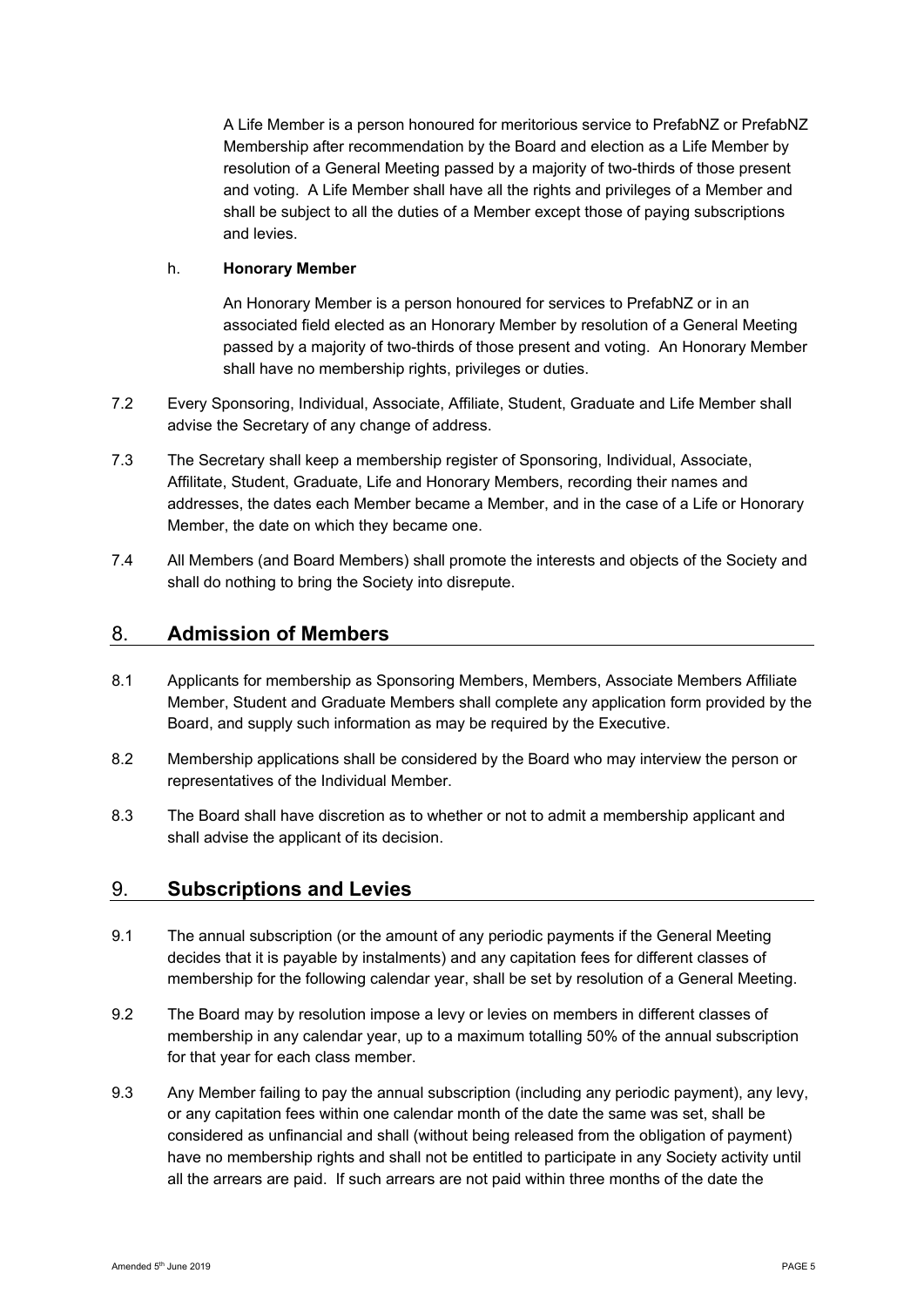A Life Member is a person honoured for meritorious service to PrefabNZ or PrefabNZ Membership after recommendation by the Board and election as a Life Member by resolution of a General Meeting passed by a majority of two-thirds of those present and voting. A Life Member shall have all the rights and privileges of a Member and shall be subject to all the duties of a Member except those of paying subscriptions and levies.

h. **Honorary Member**

An Honorary Member is a person honoured for services to PrefabNZ or in an associated field elected as an Honorary Member by resolution of a General Meeting passed by a majority of two-thirds of those present and voting. An Honorary Member shall have no membership rights, privileges or duties.

7.2 Every Sponsoring, Individual, Associate, Affiliate, Student, Graduate and Life Member shall advise the Secretary of any change of address.

7.3 The Secretary shall keep a membership register of Sponsoring, Individual, Associate, Affilitate, Student, Graduate, Life and Honorary Members, recording their names and addresses, the dates each Member became a Member, and in the case of a Life or Honorary Member, the date on which they became one.

7.4 All Members (and Board Members) shall promote the interests and objects of the Society and shall do nothing to bring the Society into disrepute.

## 8. Admission of Members

8.1 Applicants for membership as Sponsoring Members, Members, Associate Members Affiliate Member, Student and Graduate Members shall complete any application form provided by the Board, and supply such information as may be required by the Executive.

8.2 Membership applications shall be considered by the Board who may interview the person or representatives of the Individual Member.

8.3 The Board shall have discretion as to whether or not to admit a membership applicant and shall advise the applicant of its decision.

## 9. Subscriptions and Levies

9.1 The annual subscription (or the amount of any periodic payments if the General Meeting decides that it is payable by instalments) and any capitation fees for different classes of membership for the following calendar year, shall be set by resolution of a General Meeting.

9.2 The Board may by resolution impose a levy or levies on members in different classes of membership in any calendar year, up to a maximum totalling 50% of the annual subscription for that year for each class member.

9.3 Any Member failing to pay the annual subscription (including any periodic payment), any levy, or any capitation fees within one calendar month of the date the same was set, shall be considered as unfinancial and shall (without being released from the obligation of payment) have no membership rights and shall not be entitled to participate in any Society activity until all the arrears are paid. If such arrears are not paid within three months of the date the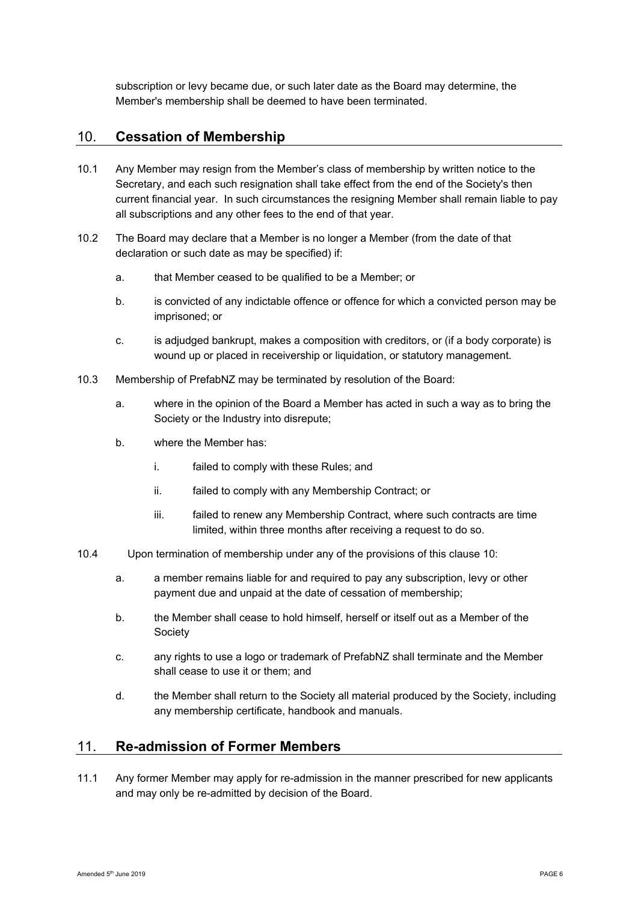subscription or levy became due, or such later date as the Board may determine, the Member's membership shall be deemed to have been terminated.

## 10. Cessation of Membership

10.1 Any Member may resign from the Member's class of membership by written notice to the Secretary, and each such resignation shall take effect from the end of the Society's then current financial year. In such circumstances the resigning Member shall remain liable to pay all subscriptions and any other fees to the end of that year.

10.2 The Board may declare that a Member is no longer a Member (from the date of that declaration or such date as may be specified) if:

a. that Member ceased to be qualified to be a Member; or

b. is convicted of any indictable offence or offence for which a convicted person may be imprisoned; or

c. is adjudged bankrupt, makes a composition with creditors, or (if a body corporate) is wound up or placed in receivership or liquidation, or statutory management.

10.3 Membership of PrefabNZ may be terminated by resolution of the Board:

a. where in the opinion of the Board a Member has acted in such a way as to bring the Society or the Industry into disrepute;

b. where the Member has:

i. failed to comply with these Rules; and

ii. failed to comply with any Membership Contract; or

iii. failed to renew any Membership Contract, where such contracts are time limited, within three months after receiving a request to do so.

10.4 Upon termination of membership under any of the provisions of this clause 10:

a. a member remains liable for and required to pay any subscription, levy or other payment due and unpaid at the date of cessation of membership;

b. the Member shall cease to hold himself, herself or itself out as a Member of the Society

c. any rights to use a logo or trademark of PrefabNZ shall terminate and the Member shall cease to use it or them; and

d. the Member shall return to the Society all material produced by the Society, including any membership certificate, handbook and manuals.

## 11. Re-admission of Former Members

11.1 Any former Member may apply for re-admission in the manner prescribed for new applicants and may only be re-admitted by decision of the Board.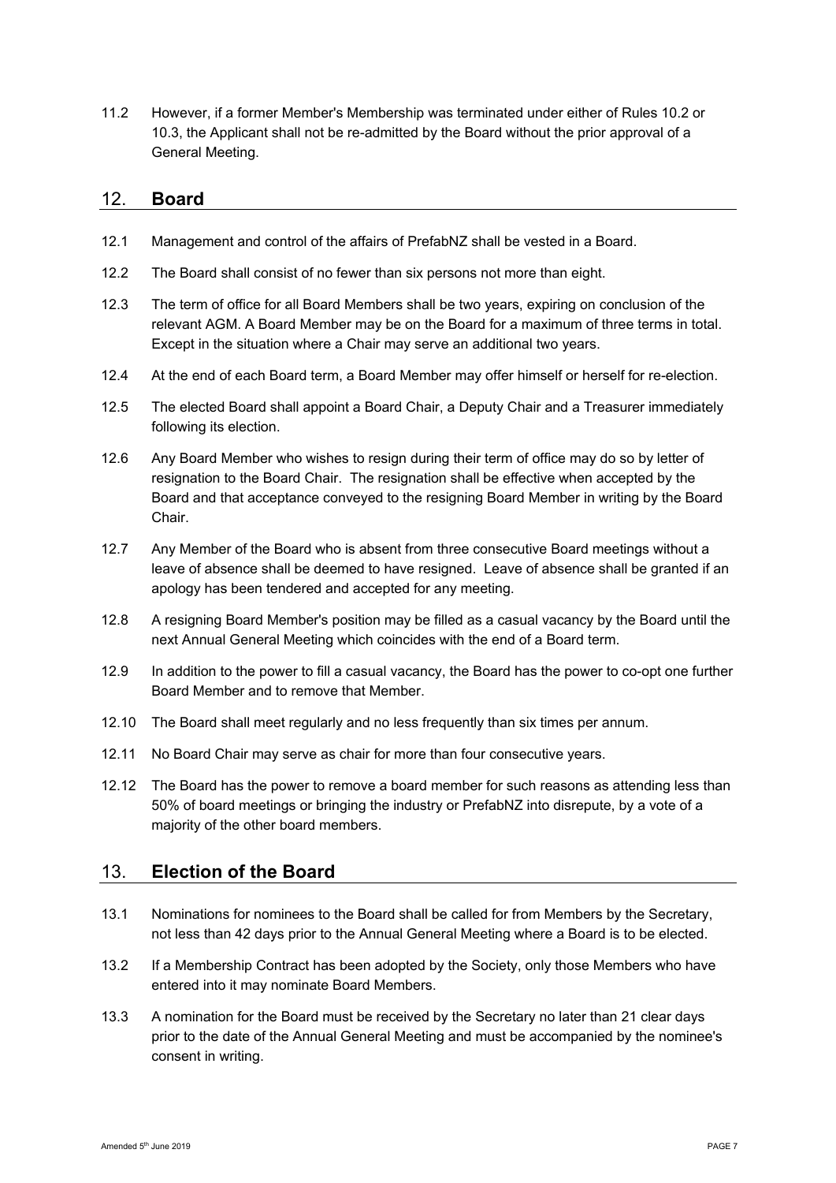11.2 However, if a former Member's Membership was terminated under either of Rules 10.2 or 10.3, the Applicant shall not be re-admitted by the Board without the prior approval of a General Meeting.

## 12. **Board**

12.1 Management and control of the affairs of PrefabNZ shall be vested in a Board.

12.2 The Board shall consist of no fewer than six persons not more than eight.

12.3 The term of office for all Board Members shall be two years, expiring on conclusion of the relevant AGM. A Board Member may be on the Board for a maximum of three terms in total. Except in the situation where a Chair may serve an additional two years.

12.4 At the end of each Board term, a Board Member may offer himself or herself for re-election.

12.5 The elected Board shall appoint a Board Chair, a Deputy Chair and a Treasurer immediately following its election.

12.6 Any Board Member who wishes to resign during their term of office may do so by letter of resignation to the Board Chair. The resignation shall be effective when accepted by the Board and that acceptance conveyed to the resigning Board Member in writing by the Board Chair.

12.7 Any Member of the Board who is absent from three consecutive Board meetings without a leave of absence shall be deemed to have resigned. Leave of absence shall be granted if an apology has been tendered and accepted for any meeting.

12.8 A resigning Board Member's position may be filled as a casual vacancy by the Board until the next Annual General Meeting which coincides with the end of a Board term.

12.9 In addition to the power to fill a casual vacancy, the Board has the power to co-opt one further Board Member and to remove that Member.

12.10 The Board shall meet regularly and no less frequently than six times per annum.

12.11 No Board Chair may serve as chair for more than four consecutive years.

12.12 The Board has the power to remove a board member for such reasons as attending less than 50% of board meetings or bringing the industry or PrefabNZ into disrepute, by a vote of a majority of the other board members.

## 13. **Election of the Board**

13.1 Nominations for nominees to the Board shall be called for from Members by the Secretary, not less than 42 days prior to the Annual General Meeting where a Board is to be elected.

13.2 If a Membership Contract has been adopted by the Society, only those Members who have entered into it may nominate Board Members.

13.3 A nomination for the Board must be received by the Secretary no later than 21 clear days prior to the date of the Annual General Meeting and must be accompanied by the nominee's consent in writing.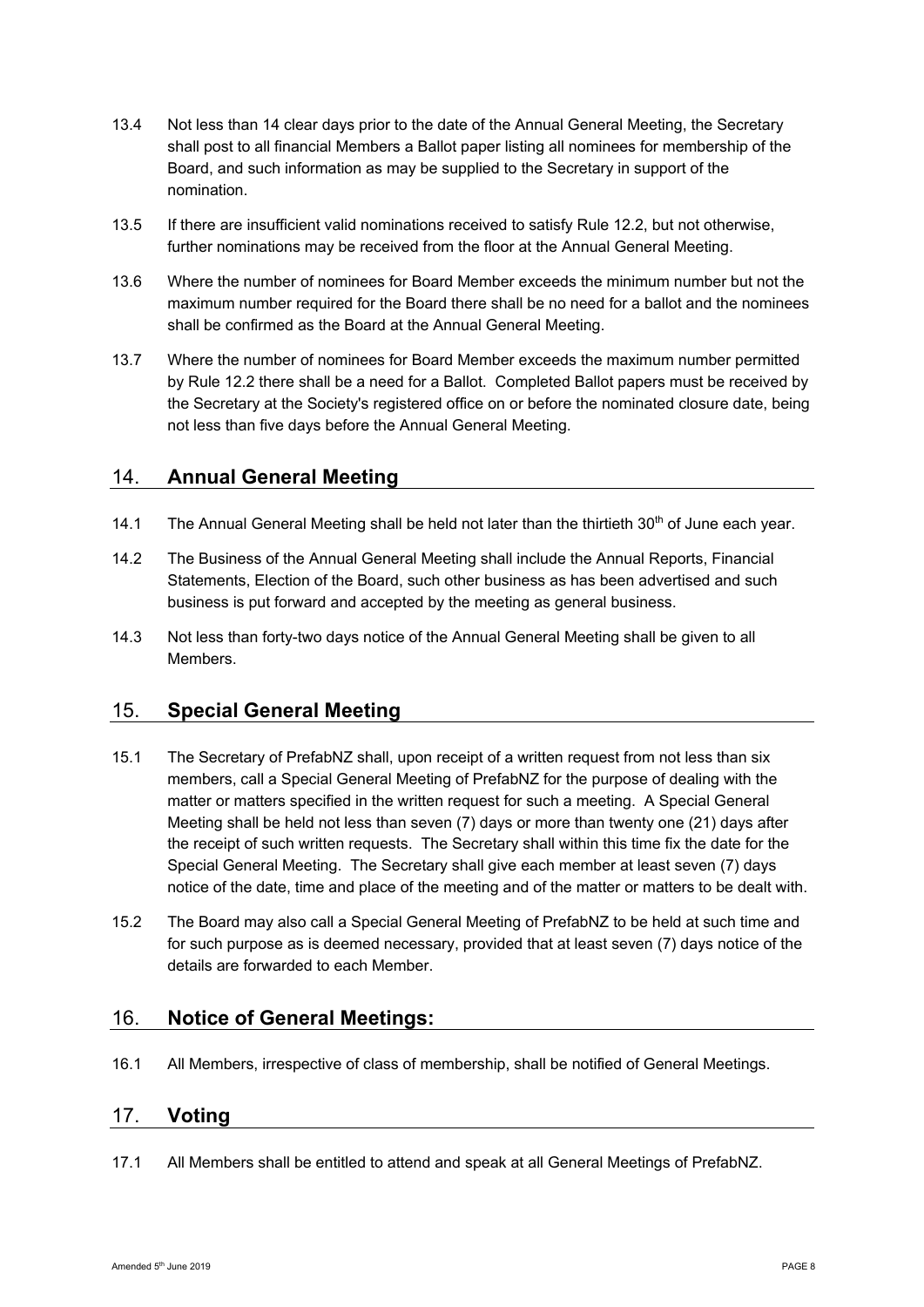13.4 Not less than 14 clear days prior to the date of the Annual General Meeting, the Secretary shall post to all financial Members a Ballot paper listing all nominees for membership of the Board, and such information as may be supplied to the Secretary in support of the nomination.

13.5 If there are insufficient valid nominations received to satisfy Rule 12.2, but not otherwise, further nominations may be received from the floor at the Annual General Meeting.

13.6 Where the number of nominees for Board Member exceeds the minimum number but not the maximum number required for the Board there shall be no need for a ballot and the nominees shall be confirmed as the Board at the Annual General Meeting.

13.7 Where the number of nominees for Board Member exceeds the maximum number permitted by Rule 12.2 there shall be a need for a Ballot. Completed Ballot papers must be received by the Secretary at the Society's registered office on or before the nominated closure date, being not less than five days before the Annual General Meeting.

## 14. Annual General Meeting

14.1 The Annual General Meeting shall be held not later than the thirtieth 30th of June each year.

14.2 The Business of the Annual General Meeting shall include the Annual Reports, Financial Statements, Election of the Board, such other business as has been advertised and such business is put forward and accepted by the meeting as general business.

14.3 Not less than forty-two days notice of the Annual General Meeting shall be given to all Members.

## 15. Special General Meeting

15.1 The Secretary of PrefabNZ shall, upon receipt of a written request from not less than six members, call a Special General Meeting of PrefabNZ for the purpose of dealing with the matter or matters specified in the written request for such a meeting. A Special General Meeting shall be held not less than seven (7) days or more than twenty one (21) days after the receipt of such written requests. The Secretary shall within this time fix the date for the Special General Meeting. The Secretary shall give each member at least seven (7) days notice of the date, time and place of the meeting and of the matter or matters to be dealt with.

15.2 The Board may also call a Special General Meeting of PrefabNZ to be held at such time and for such purpose as is deemed necessary, provided that at least seven (7) days notice of the details are forwarded to each Member.

## 16. Notice of General Meetings:

16.1 All Members, irrespective of class of membership, shall be notified of General Meetings.

## 17. Voting

17.1 All Members shall be entitled to attend and speak at all General Meetings of PrefabNZ.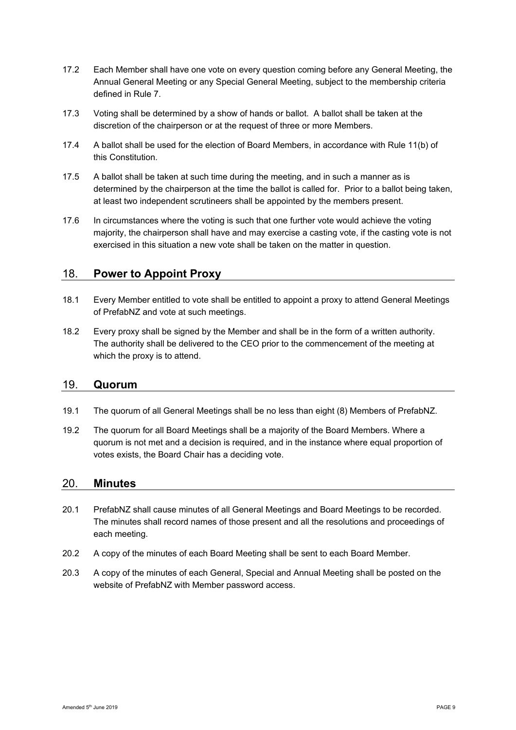17.2 Each Member shall have one vote on every question coming before any General Meeting, the Annual General Meeting or any Special General Meeting, subject to the membership criteria defined in Rule 7.

17.3 Voting shall be determined by a show of hands or ballot. A ballot shall be taken at the discretion of the chairperson or at the request of three or more Members.

17.4 A ballot shall be used for the election of Board Members, in accordance with Rule 11(b) of this Constitution.

17.5 A ballot shall be taken at such time during the meeting, and in such a manner as is determined by the chairperson at the time the ballot is called for. Prior to a ballot being taken, at least two independent scrutineers shall be appointed by the members present.

17.6 In circumstances where the voting is such that one further vote would achieve the voting majority, the chairperson shall have and may exercise a casting vote, if the casting vote is not exercised in this situation a new vote shall be taken on the matter in question.

## 18. **Power to Appoint Proxy**

18.1 Every Member entitled to vote shall be entitled to appoint a proxy to attend General Meetings of PrefabNZ and vote at such meetings.

18.2 Every proxy shall be signed by the Member and shall be in the form of a written authority. The authority shall be delivered to the CEO prior to the commencement of the meeting at which the proxy is to attend.

## 19. **Quorum**

19.1 The quorum of all General Meetings shall be no less than eight (8) Members of PrefabNZ.

19.2 The quorum for all Board Meetings shall be a majority of the Board Members. Where a quorum is not met and a decision is required, and in the instance where equal proportion of votes exists, the Board Chair has a deciding vote.

## 20. **Minutes**

20.1 PrefabNZ shall cause minutes of all General Meetings and Board Meetings to be recorded. The minutes shall record names of those present and all the resolutions and proceedings of each meeting.

20.2 A copy of the minutes of each Board Meeting shall be sent to each Board Member.

20.3 A copy of the minutes of each General, Special and Annual Meeting shall be posted on the website of PrefabNZ with Member password access.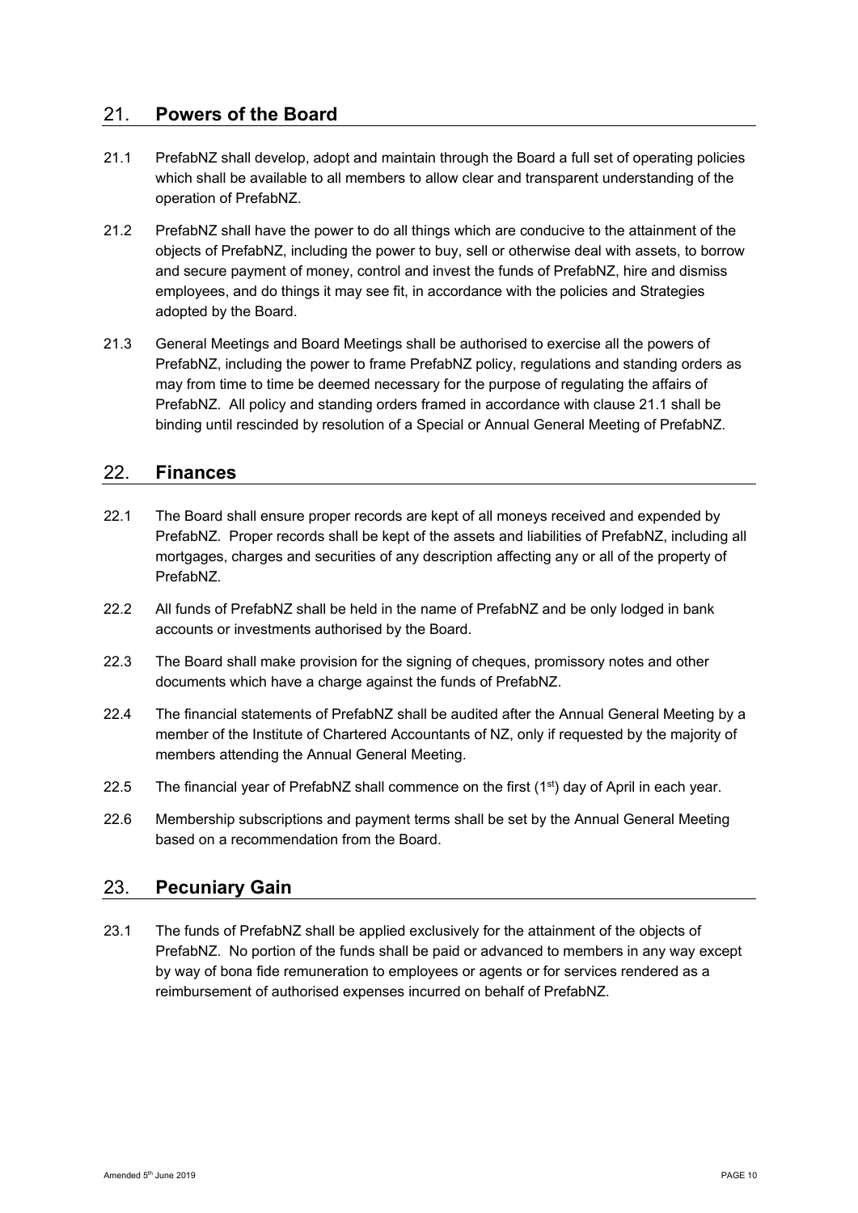## 21. Powers of the Board

21.1 PrefabNZ shall develop, adopt and maintain through the Board a full set of operating policies which shall be available to all members to allow clear and transparent understanding of the operation of PrefabNZ.

21.2 PrefabNZ shall have the power to do all things which are conducive to the attainment of the objects of PrefabNZ, including the power to buy, sell or otherwise deal with assets, to borrow and secure payment of money, control and invest the funds of PrefabNZ, hire and dismiss employees, and do things it may see fit, in accordance with the policies and Strategies adopted by the Board.

21.3 General Meetings and Board Meetings shall be authorised to exercise all the powers of PrefabNZ, including the power to frame PrefabNZ policy, regulations and standing orders as may from time to time be deemed necessary for the purpose of regulating the affairs of PrefabNZ. All policy and standing orders framed in accordance with clause 21.1 shall be binding until rescinded by resolution of a Special or Annual General Meeting of PrefabNZ.

## 22. Finances

22.1 The Board shall ensure proper records are kept of all moneys received and expended by PrefabNZ. Proper records shall be kept of the assets and liabilities of PrefabNZ, including all mortgages, charges and securities of any description affecting any or all of the property of PrefabNZ.

22.2 All funds of PrefabNZ shall be held in the name of PrefabNZ and be only lodged in bank accounts or investments authorised by the Board.

22.3 The Board shall make provision for the signing of cheques, promissory notes and other documents which have a charge against the funds of PrefabNZ.

22.4 The financial statements of PrefabNZ shall be audited after the Annual General Meeting by a member of the Institute of Chartered Accountants of NZ, only if requested by the majority of members attending the Annual General Meeting.

22.5 The financial year of PrefabNZ shall commence on the first (1st) day of April in each year.

22.6 Membership subscriptions and payment terms shall be set by the Annual General Meeting based on a recommendation from the Board.

## 23. Pecuniary Gain

23.1 The funds of PrefabNZ shall be applied exclusively for the attainment of the objects of PrefabNZ. No portion of the funds shall be paid or advanced to members in any way except by way of bona fide remuneration to employees or agents or for services rendered as a reimbursement of authorised expenses incurred on behalf of PrefabNZ.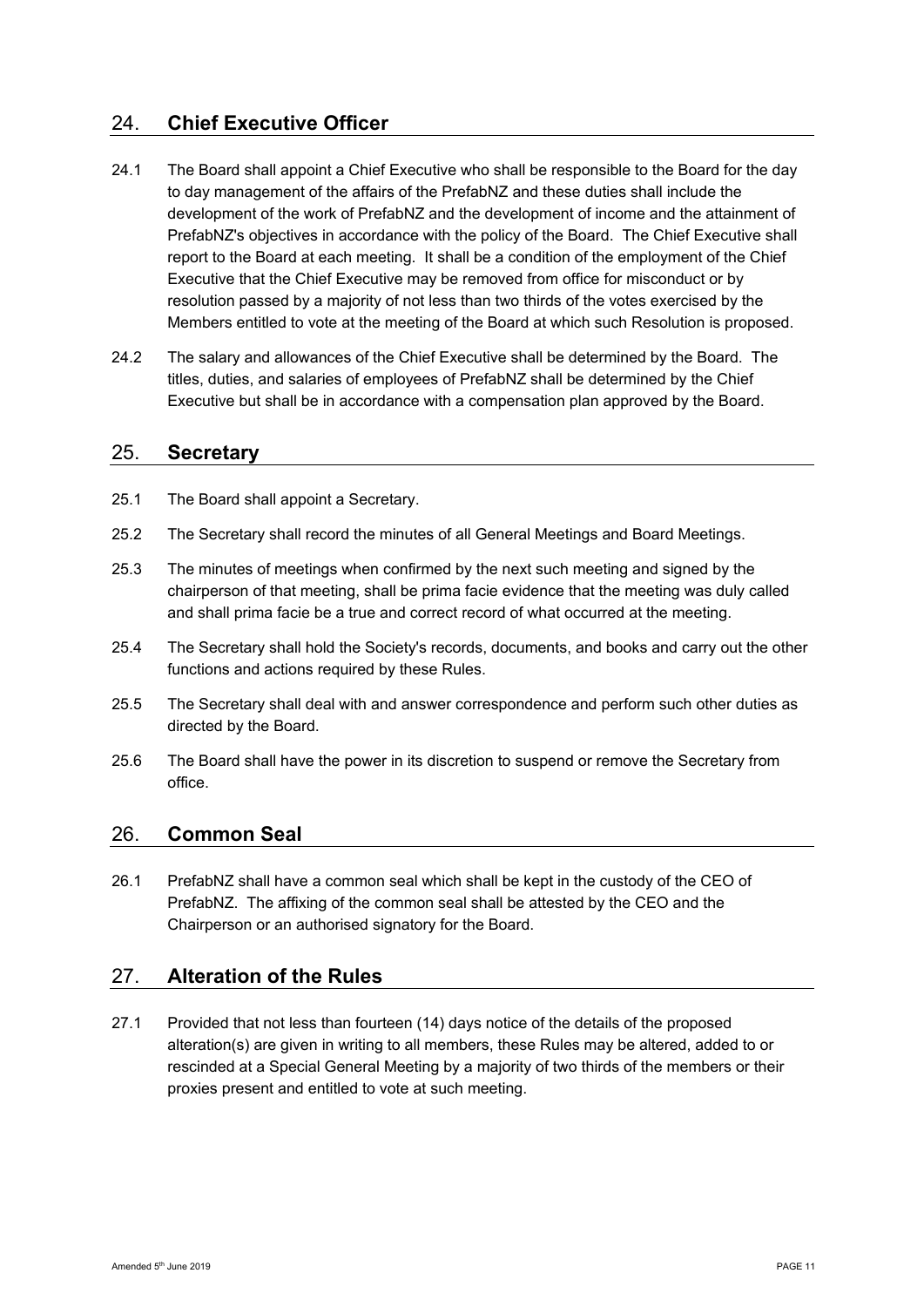## 24. Chief Executive Officer

24.1 The Board shall appoint a Chief Executive who shall be responsible to the Board for the day to day management of the affairs of the PrefabNZ and these duties shall include the development of the work of PrefabNZ and the development of income and the attainment of PrefabNZ's objectives in accordance with the policy of the Board. The Chief Executive shall report to the Board at each meeting. It shall be a condition of the employment of the Chief Executive that the Chief Executive may be removed from office for misconduct or by resolution passed by a majority of not less than two thirds of the votes exercised by the Members entitled to vote at the meeting of the Board at which such Resolution is proposed.

24.2 The salary and allowances of the Chief Executive shall be determined by the Board. The titles, duties, and salaries of employees of PrefabNZ shall be determined by the Chief Executive but shall be in accordance with a compensation plan approved by the Board.

## 25. Secretary

25.1 The Board shall appoint a Secretary.

25.2 The Secretary shall record the minutes of all General Meetings and Board Meetings.

25.3 The minutes of meetings when confirmed by the next such meeting and signed by the chairperson of that meeting, shall be prima facie evidence that the meeting was duly called and shall prima facie be a true and correct record of what occurred at the meeting.

25.4 The Secretary shall hold the Society's records, documents, and books and carry out the other functions and actions required by these Rules.

25.5 The Secretary shall deal with and answer correspondence and perform such other duties as directed by the Board.

25.6 The Board shall have the power in its discretion to suspend or remove the Secretary from office.

## 26. Common Seal

26.1 PrefabNZ shall have a common seal which shall be kept in the custody of the CEO of PrefabNZ. The affixing of the common seal shall be attested by the CEO and the Chairperson or an authorised signatory for the Board.

## 27. Alteration of the Rules

27.1 Provided that not less than fourteen (14) days notice of the details of the proposed alteration(s) are given in writing to all members, these Rules may be altered, added to or rescinded at a Special General Meeting by a majority of two thirds of the members or their proxies present and entitled to vote at such meeting.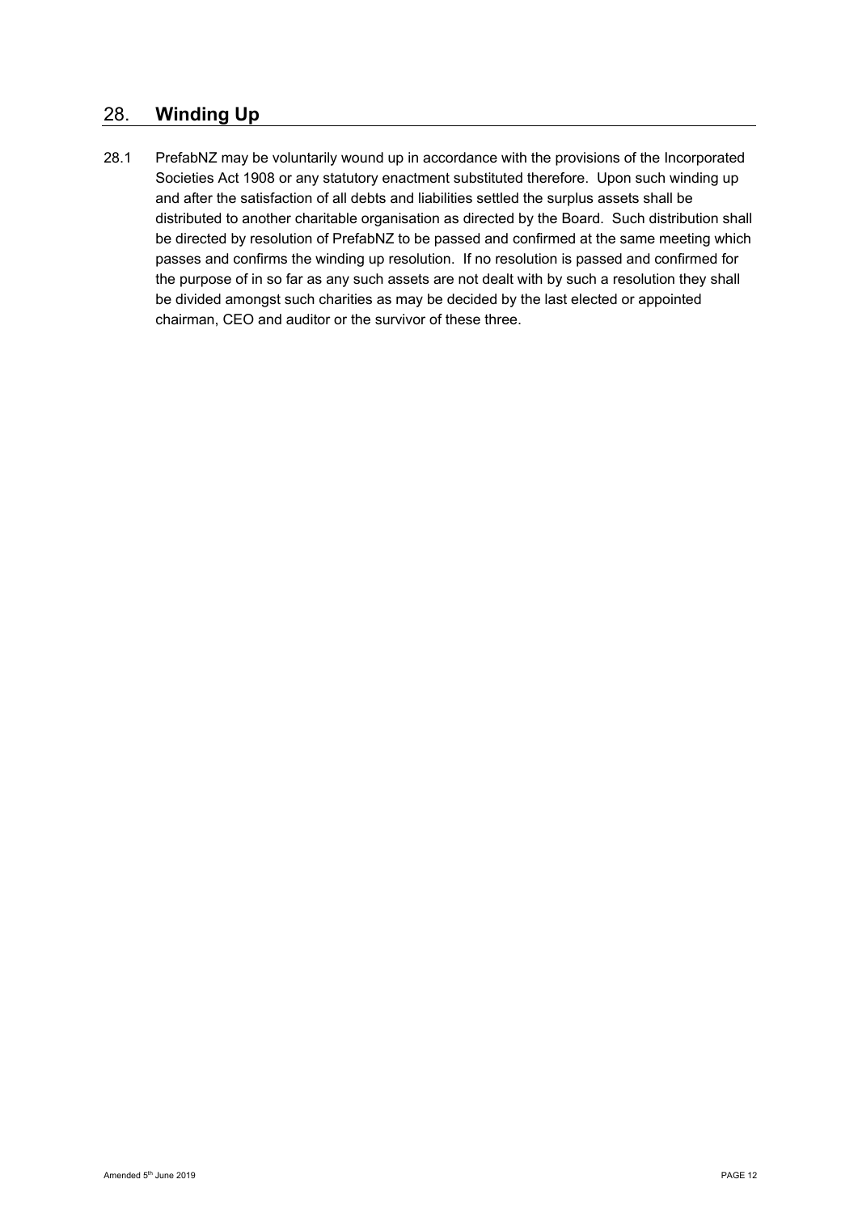## 28. **Winding Up**

28.1 PrefabNZ may be voluntarily wound up in accordance with the provisions of the Incorporated Societies Act 1908 or any statutory enactment substituted therefore. Upon such winding up and after the satisfaction of all debts and liabilities settled the surplus assets shall be distributed to another charitable organisation as directed by the Board. Such distribution shall be directed by resolution of PrefabNZ to be passed and confirmed at the same meeting which passes and confirms the winding up resolution. If no resolution is passed and confirmed for the purpose of in so far as any such assets are not dealt with by such a resolution they shall be divided amongst such charities as may be decided by the last elected or appointed chairman, CEO and auditor or the survivor of these three.